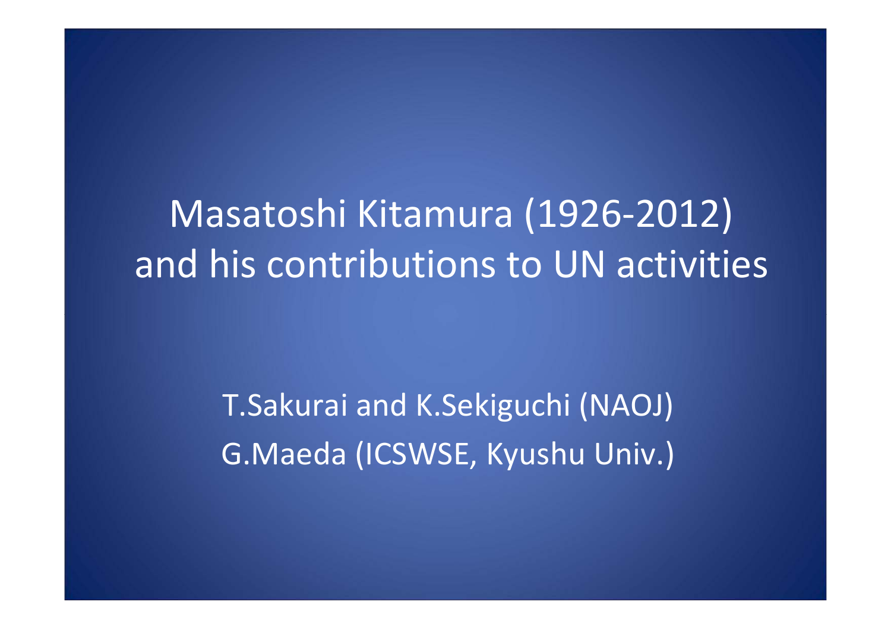# Masatoshi Kitamura (1926-2012) and his contributions to UN activities

T.Sakurai and K.Sekiguchi (NAOJ)

G.Maeda (ICSWSE, Kyushu Univ.)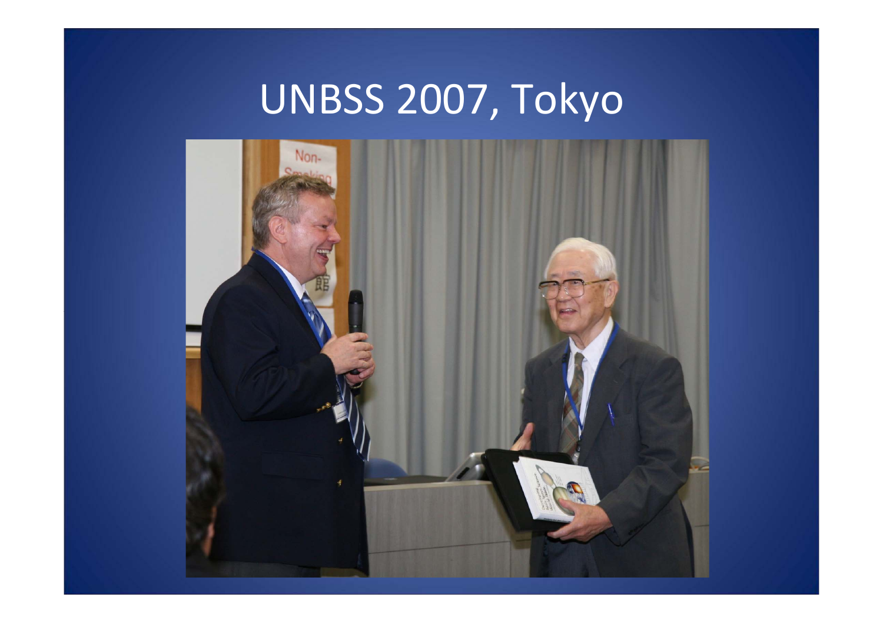# UNBSS 2007, Tokyo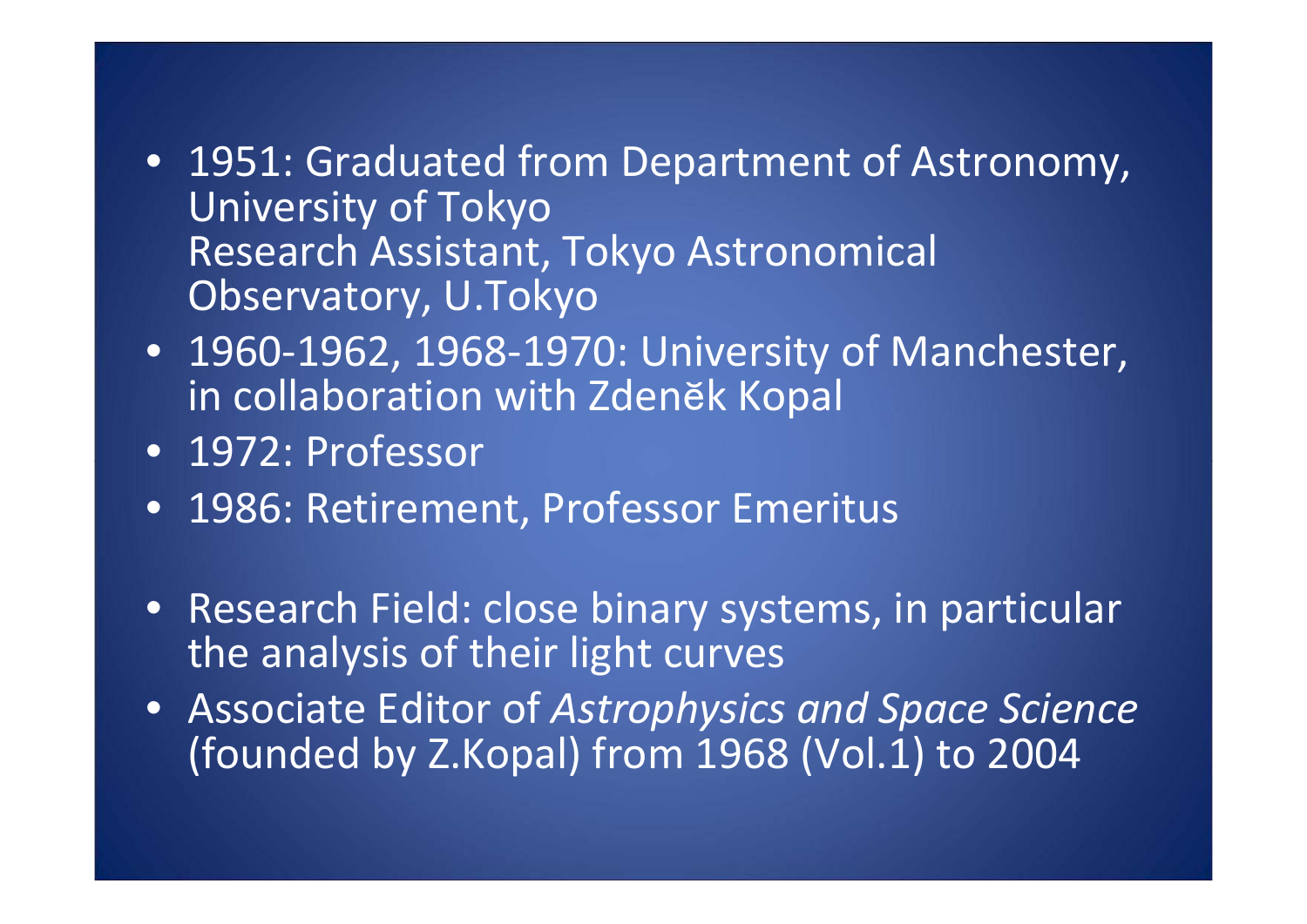- 1951: Graduated from Department of Astronomy, University of Tokyo
  Research Assistant, Tokyo Astronomical Observatory, U.Tokyo
- 1960-1962, 1968-1970: University of Manchester, in collaboration with Zdeněk Kopal
- 1972: Professor
- 1986: Retirement, Professor Emeritus

- Research Field: close binary systems, in particular the analysis of their light curves
- Associate Editor of *Astrophysics and Space Science* (founded by Z.Kopal) from 1968 (Vol.1) to 2004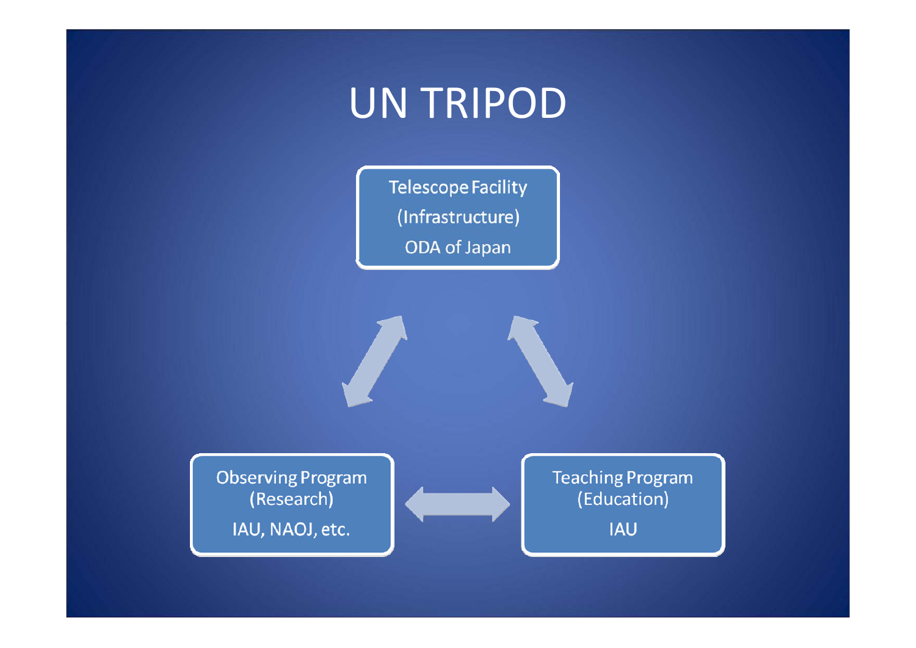# UN TRIPOD

Telescope Facility
(Infrastructure)
ODA of Japan

Observing Program
(Research)
IAU, NAOJ, etc.

Teaching Program
(Education)
IAU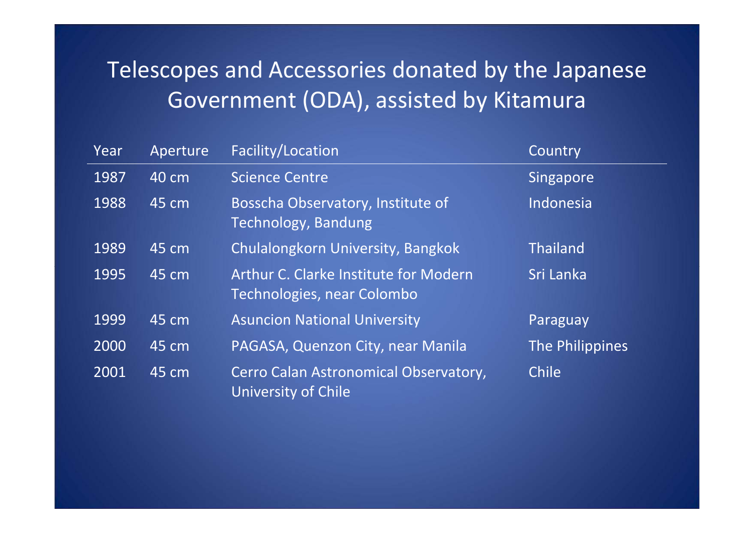# Telescopes and Accessories donated by the Japanese Government (ODA), assisted by Kitamura

| Year | Aperture | Facility/Location | Country |
|---|---|---|---|
| 1987 | 40 cm | Science Centre | Singapore |
| 1988 | 45 cm | Bosscha Observatory, Institute of Technology, Bandung | Indonesia |
| 1989 | 45 cm | Chulalongkorn University, Bangkok | Thailand |
| 1995 | 45 cm | Arthur C. Clarke Institute for Modern Technologies, near Colombo | Sri Lanka |
| 1999 | 45 cm | Asuncion National University | Paraguay |
| 2000 | 45 cm | PAGASA, Quenzon City, near Manila | The Philippines |
| 2001 | 45 cm | Cerro Calan Astronomical Observatory, University of Chile | Chile |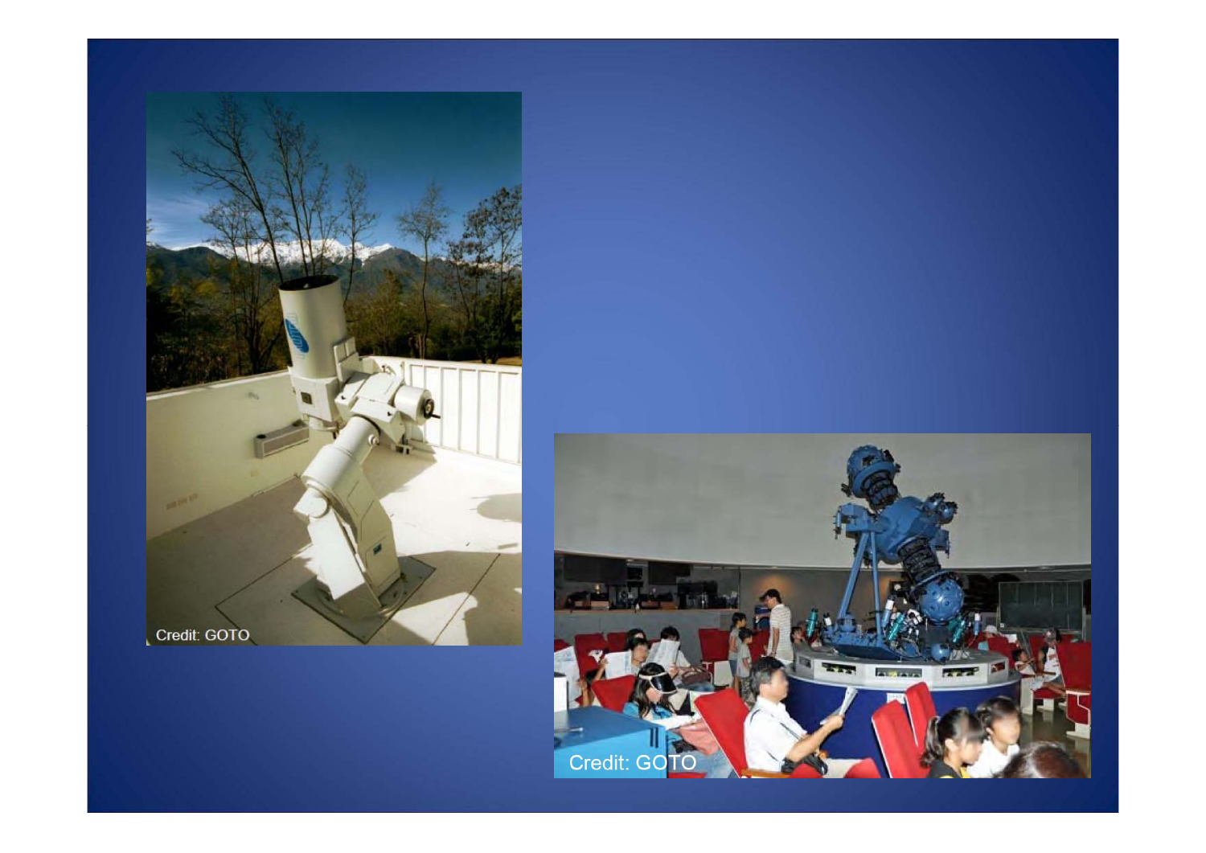Credit: GOTO

Credit: GOTO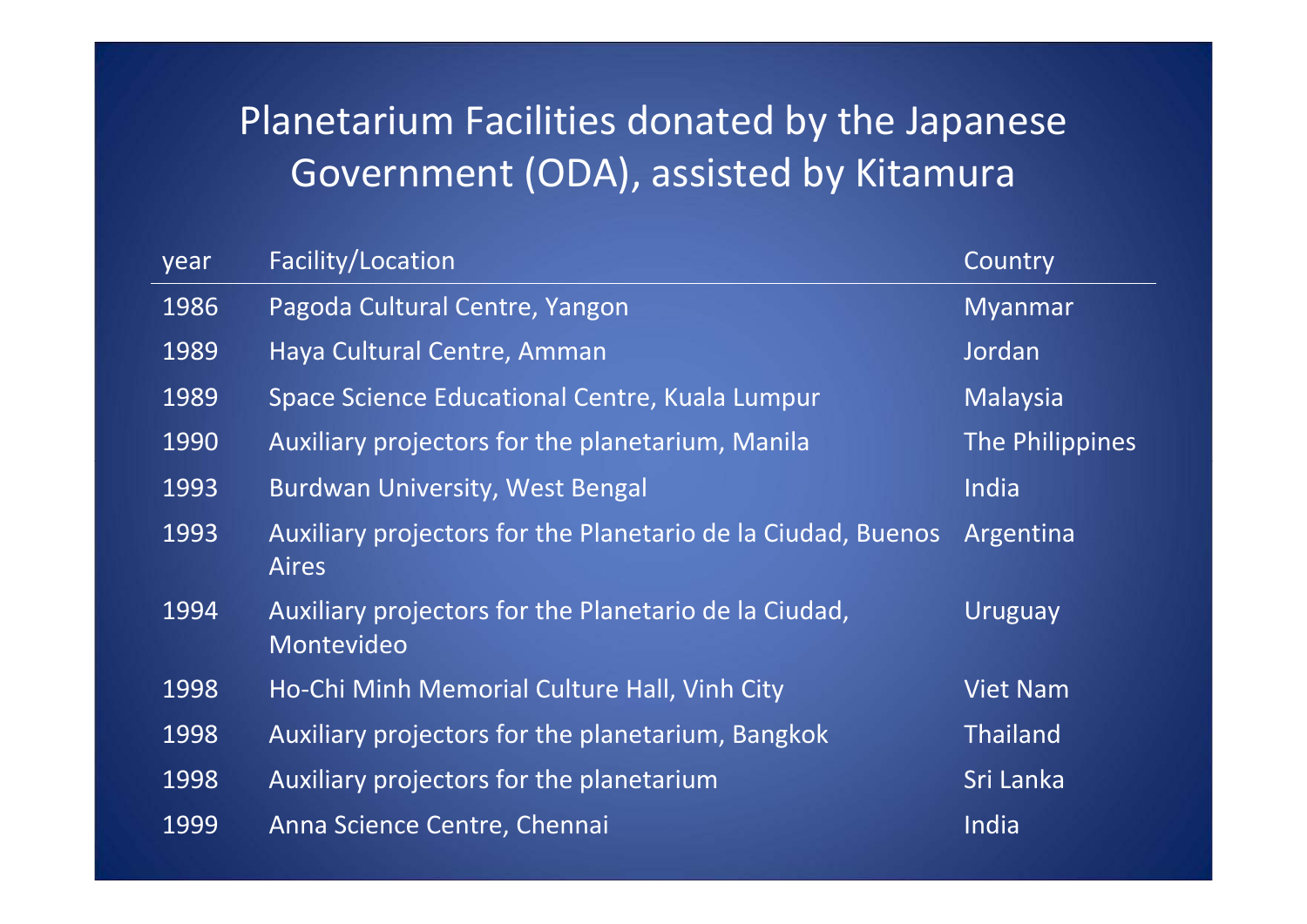# Planetarium Facilities donated by the Japanese Government (ODA), assisted by Kitamura

| year | Facility/Location | Country |
|---|---|---|
| 1986 | Pagoda Cultural Centre, Yangon | Myanmar |
| 1989 | Haya Cultural Centre, Amman | Jordan |
| 1989 | Space Science Educational Centre, Kuala Lumpur | Malaysia |
| 1990 | Auxiliary projectors for the planetarium, Manila | The Philippines |
| 1993 | Burdwan University, West Bengal | India |
| 1993 | Auxiliary projectors for the Planetario de la Ciudad, Buenos Aires | Argentina |
| 1994 | Auxiliary projectors for the Planetario de la Ciudad, Montevideo | Uruguay |
| 1998 | Ho-Chi Minh Memorial Culture Hall, Vinh City | Viet Nam |
| 1998 | Auxiliary projectors for the planetarium, Bangkok | Thailand |
| 1998 | Auxiliary projectors for the planetarium | Sri Lanka |
| 1999 | Anna Science Centre, Chennai | India |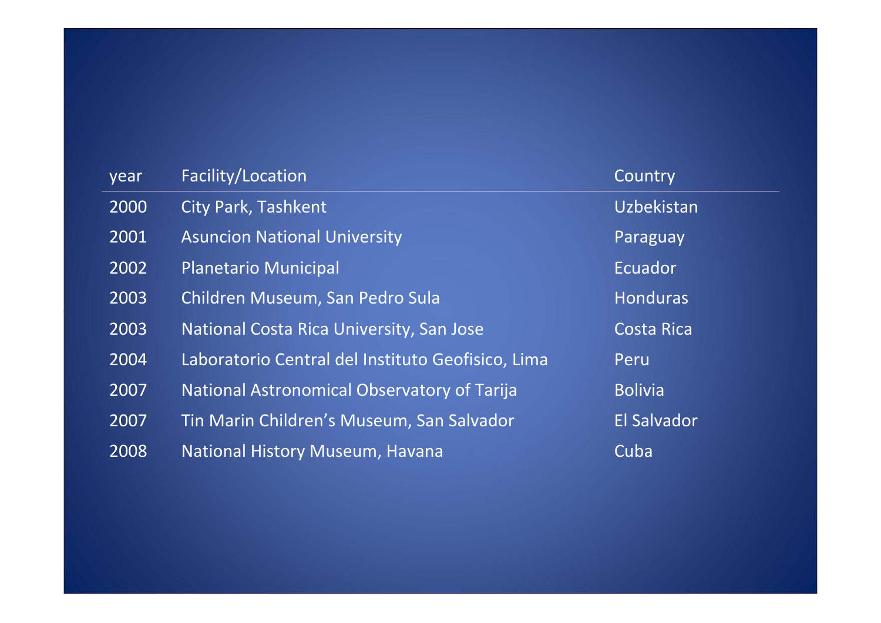| year | Facility/Location | Country |
| --- | --- | --- |
| 2000 | City Park, Tashkent | Uzbekistan |
| 2001 | Asuncion National University | Paraguay |
| 2002 | Planetario Municipal | Ecuador |
| 2003 | Children Museum, San Pedro Sula | Honduras |
| 2003 | National Costa Rica University, San Jose | Costa Rica |
| 2004 | Laboratorio Central del Instituto Geofisico, Lima | Peru |
| 2007 | National Astronomical Observatory of Tarija | Bolivia |
| 2007 | Tin Marin Children's Museum, San Salvador | El Salvador |
| 2008 | National History Museum, Havana | Cuba |